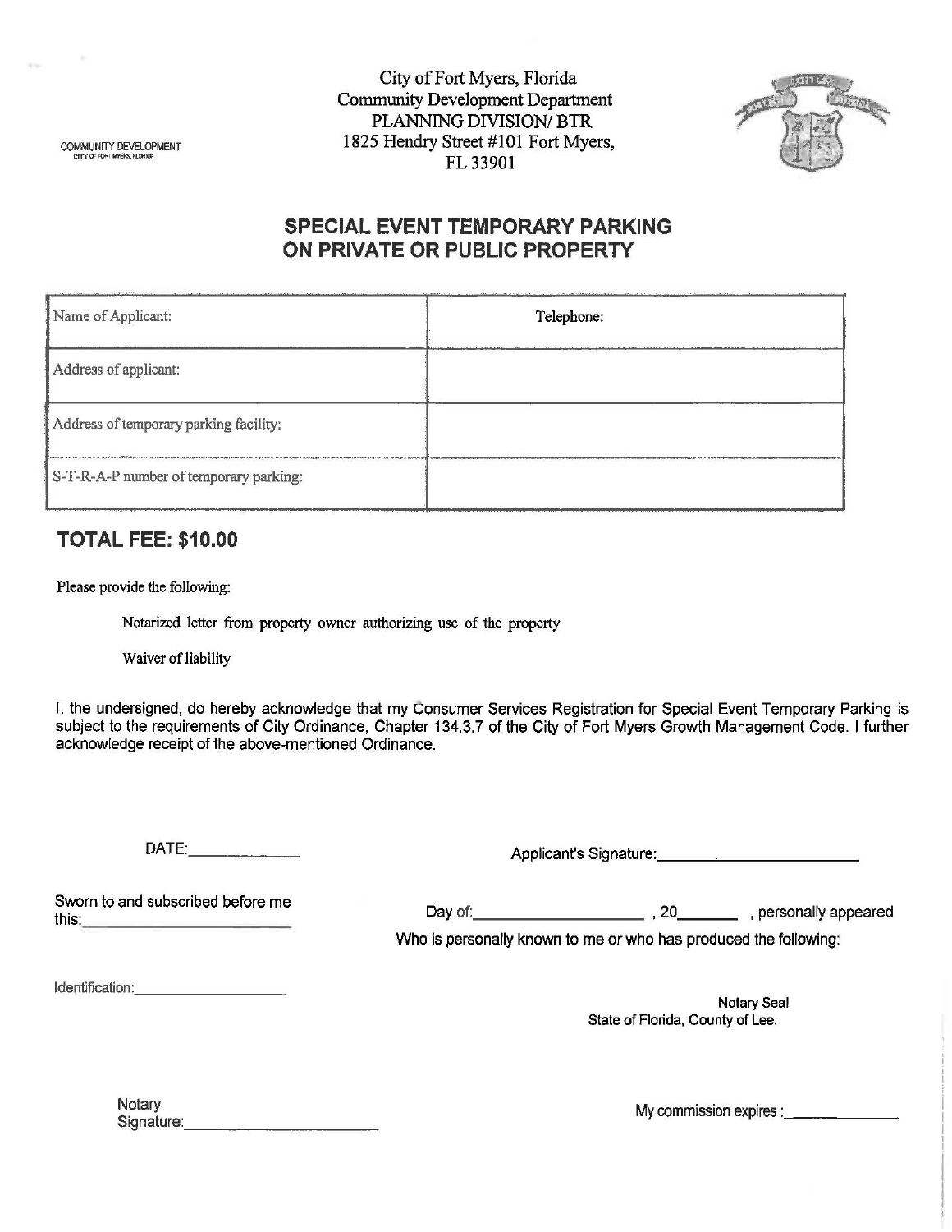COMMUNITY DEVELOPMENT
CITY OF FORT MYERS, FLORIDA

City of Fort Myers, Florida
Community Development Department
PLANNING DIVISION/ BTR
1825 Hendry Street #101 Fort Myers,
FL 33901

## SPECIAL EVENT TEMPORARY PARKING ON PRIVATE OR PUBLIC PROPERTY

| Name of Applicant: | Telephone: |
|---|---|
| Address of applicant: | |
| Address of temporary parking facility: | |
| S-T-R-A-P number of temporary parking: | |

## TOTAL FEE: $10.00

Please provide the following:

- Notarized letter from property owner authorizing use of the property
- Waiver of liability

I, the undersigned, do hereby acknowledge that my Consumer Services Registration for Special Event Temporary Parking is subject to the requirements of City Ordinance, Chapter 134.3.7 of the City of Fort Myers Growth Management Code. I further acknowledge receipt of the above-mentioned Ordinance.

DATE:_____________ Applicant's Signature:_______________________

Sworn to and subscribed before me this:_______________________ Day of:___________________ , 20_______ , personally appeared

Who is personally known to me or who has produced the following:

Identification:__________________

Notary Seal
State of Florida, County of Lee.

Notary Signature:_______________________

My commission expires :_____________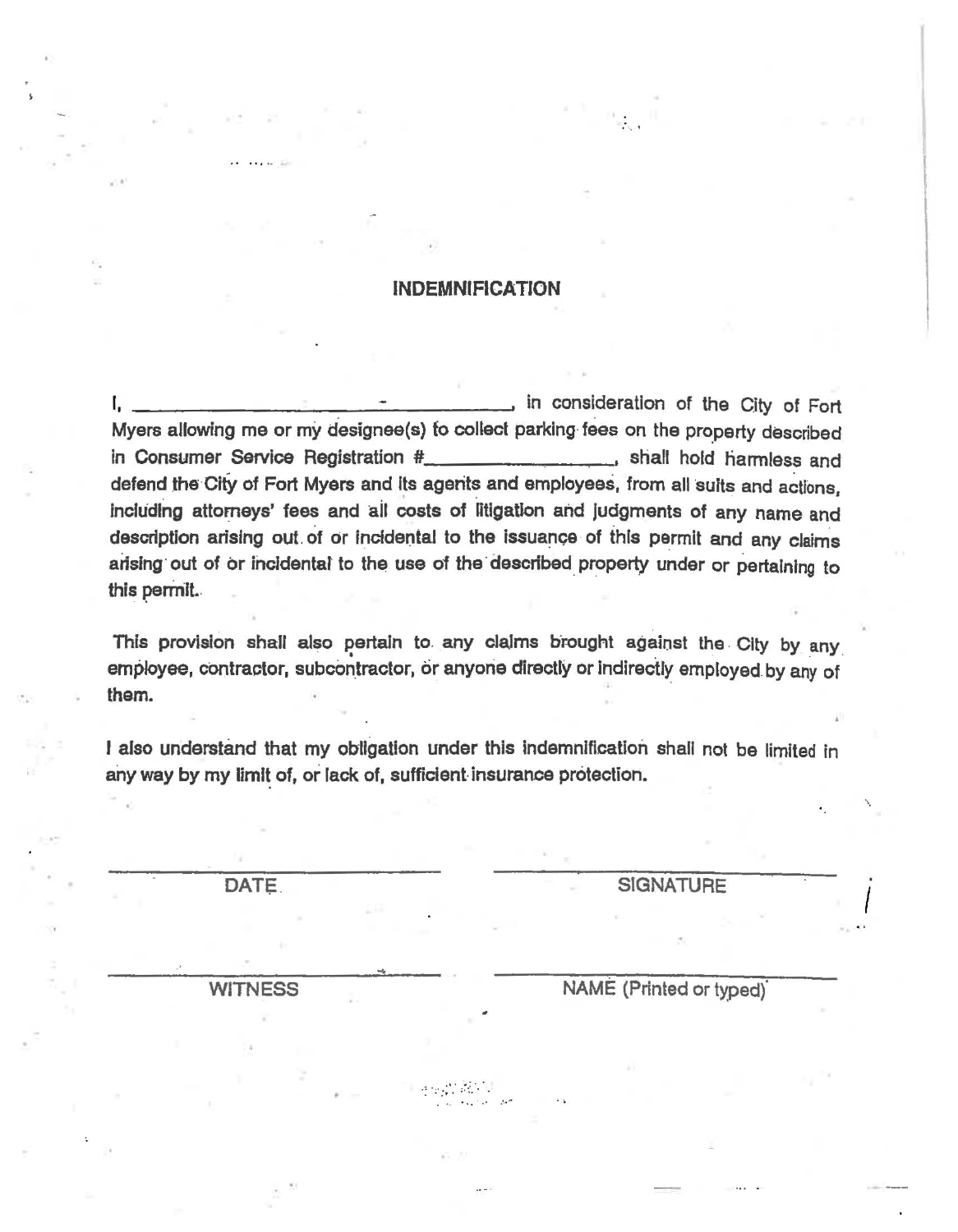## INDEMNIFICATION

I, ______________________________________, in consideration of the City of Fort Myers allowing me or my designee(s) to collect parking fees on the property described in Consumer Service Registration #__________________, shall hold harmless and defend the City of Fort Myers and its agents and employees, from all suits and actions, including attorneys' fees and all costs of litigation and judgments of any name and description arising out of or incidental to the issuance of this permit and any claims arising out of or incidental to the use of the described property under or pertaining to this permit.

This provision shall also pertain to any claims brought against the City by any employee, contractor, subcontractor, or anyone directly or indirectly employed by any of them.

I also understand that my obligation under this indemnification shall not be limited in any way by my limit of, or lack of, sufficient insurance protection.

| | |
|---|---|
| ______________________ | ______________________ |
| DATE | SIGNATURE |
| ______________________ | ______________________ |
| WITNESS | NAME (Printed or typed) |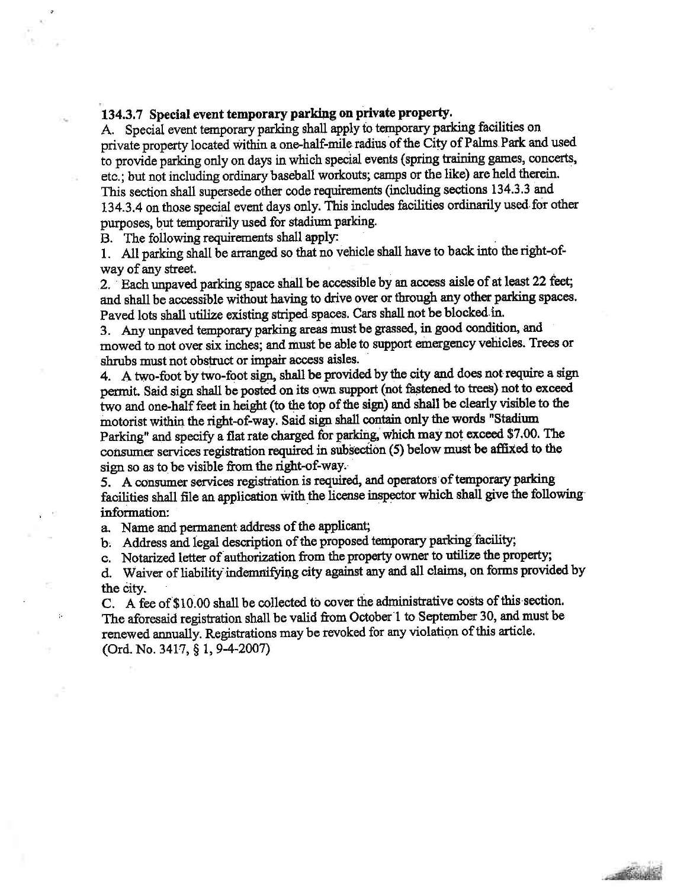**134.3.7 Special event temporary parking on private property.**

A. Special event temporary parking shall apply to temporary parking facilities on private property located within a one-half-mile radius of the City of Palms Park and used to provide parking only on days in which special events (spring training games, concerts, etc.; but not including ordinary baseball workouts; camps or the like) are held therein. This section shall supersede other code requirements (including sections 134.3.3 and 134.3.4 on those special event days only. This includes facilities ordinarily used for other purposes, but temporarily used for stadium parking.

B. The following requirements shall apply:

1. All parking shall be arranged so that no vehicle shall have to back into the right-of-way of any street.
2. Each unpaved parking space shall be accessible by an access aisle of at least 22 feet; and shall be accessible without having to drive over or through any other parking spaces. Paved lots shall utilize existing striped spaces. Cars shall not be blocked in.
3. Any unpaved temporary parking areas must be grassed, in good condition, and mowed to not over six inches; and must be able to support emergency vehicles. Trees or shrubs must not obstruct or impair access aisles.
4. A two-foot by two-foot sign, shall be provided by the city and does not require a sign permit. Said sign shall be posted on its own support (not fastened to trees) not to exceed two and one-half feet in height (to the top of the sign) and shall be clearly visible to the motorist within the right-of-way. Said sign shall contain only the words "Stadium Parking" and specify a flat rate charged for parking, which may not exceed $7.00. The consumer services registration required in subsection (5) below must be affixed to the sign so as to be visible from the right-of-way.
5. A consumer services registration is required, and operators of temporary parking facilities shall file an application with the license inspector which shall give the following information:

a. Name and permanent address of the applicant;

b. Address and legal description of the proposed temporary parking facility;

c. Notarized letter of authorization from the property owner to utilize the property;

d. Waiver of liability indemnifying city against any and all claims, on forms provided by the city.

C. A fee of $10.00 shall be collected to cover the administrative costs of this section. The aforesaid registration shall be valid from October 1 to September 30, and must be renewed annually. Registrations may be revoked for any violation of this article.

(Ord. No. 3417, § 1, 9-4-2007)